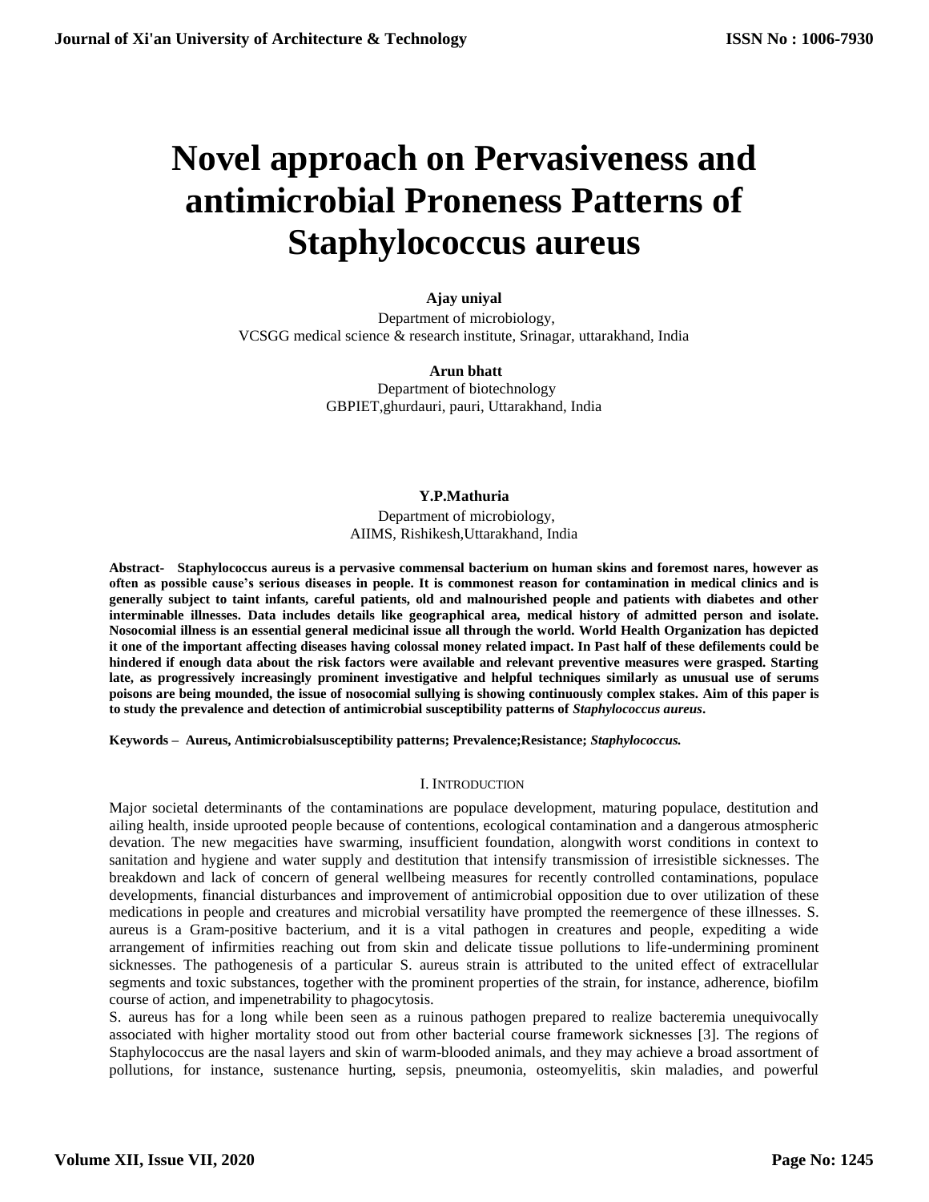# Novel approach on Pervasiveness and antimicrobial Proneness Patterns of Staphylococcus aureus

**Ajay uniyal**

Department of microbiology,
VCSGG medical science & research institute, Srinagar, uttarakhand, India

**Arun bhatt**

Department of biotechnology
GBPIET,ghurdauri, pauri, Uttarakhand, India

**Y.P.Mathuria**

Department of microbiology,
AIIMS, Rishikesh,Uttarakhand, India

**Abstract- Staphylococcus aureus is a pervasive commensal bacterium on human skins and foremost nares, however as often as possible cause's serious diseases in people. It is commonest reason for contamination in medical clinics and is generally subject to taint infants, careful patients, old and malnourished people and patients with diabetes and other interminable illnesses. Data includes details like geographical area, medical history of admitted person and isolate. Nosocomial illness is an essential general medicinal issue all through the world. World Health Organization has depicted it one of the important affecting diseases having colossal money related impact. In Past half of these defilements could be hindered if enough data about the risk factors were available and relevant preventive measures were grasped. Starting late, as progressively increasingly prominent investigative and helpful techniques similarly as unusual use of serums poisons are being mounded, the issue of nosocomial sullying is showing continuously complex stakes. Aim of this paper is to study the prevalence and detection of antimicrobial susceptibility patterns of *Staphylococcus aureus*.**

**Keywords – Aureus, Antimicrobialsusceptibility patterns; Prevalence;Resistance; *Staphylococcus.***

## I. Introduction

Major societal determinants of the contaminations are populace development, maturing populace, destitution and ailing health, inside uprooted people because of contentions, ecological contamination and a dangerous atmospheric devation. The new megacities have swarming, insufficient foundation, alongwith worst conditions in context to sanitation and hygiene and water supply and destitution that intensify transmission of irresistible sicknesses. The breakdown and lack of concern of general wellbeing measures for recently controlled contaminations, populace developments, financial disturbances and improvement of antimicrobial opposition due to over utilization of these medications in people and creatures and microbial versatility have prompted the reemergence of these illnesses. S. aureus is a Gram-positive bacterium, and it is a vital pathogen in creatures and people, expediting a wide arrangement of infirmities reaching out from skin and delicate tissue pollutions to life-undermining prominent sicknesses. The pathogenesis of a particular S. aureus strain is attributed to the united effect of extracellular segments and toxic substances, together with the prominent properties of the strain, for instance, adherence, biofilm course of action, and impenetrability to phagocytosis.

S. aureus has for a long while been seen as a ruinous pathogen prepared to realize bacteremia unequivocally associated with higher mortality stood out from other bacterial course framework sicknesses [3]. The regions of Staphylococcus are the nasal layers and skin of warm-blooded animals, and they may achieve a broad assortment of pollutions, for instance, sustenance hurting, sepsis, pneumonia, osteomyelitis, skin maladies, and powerful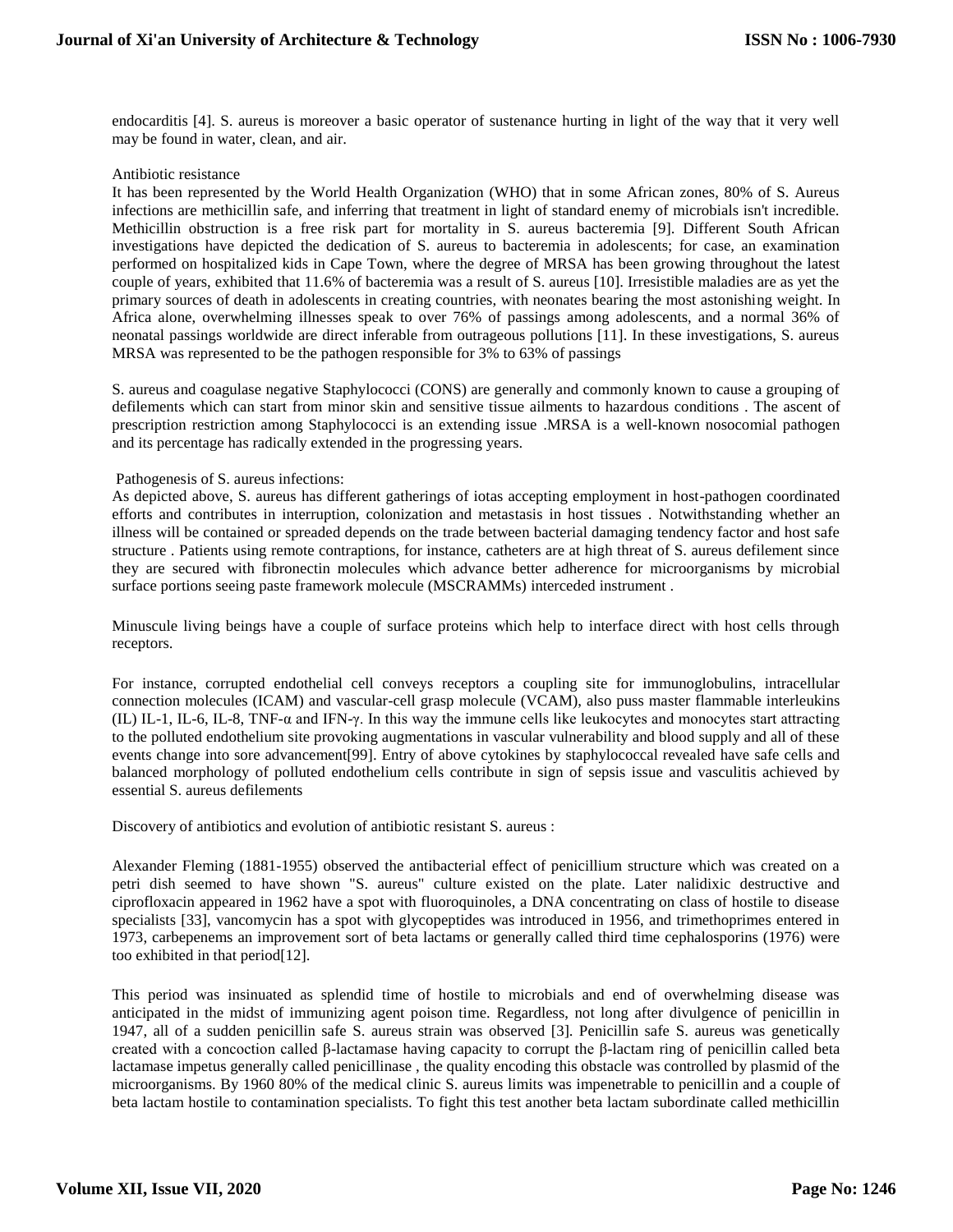endocarditis [4]. S. aureus is moreover a basic operator of sustenance hurting in light of the way that it very well may be found in water, clean, and air.

## Antibiotic resistance

It has been represented by the World Health Organization (WHO) that in some African zones, 80% of S. Aureus infections are methicillin safe, and inferring that treatment in light of standard enemy of microbials isn't incredible. Methicillin obstruction is a free risk part for mortality in S. aureus bacteremia [9]. Different South African investigations have depicted the dedication of S. aureus to bacteremia in adolescents; for case, an examination performed on hospitalized kids in Cape Town, where the degree of MRSA has been growing throughout the latest couple of years, exhibited that 11.6% of bacteremia was a result of S. aureus [10]. Irresistible maladies are as yet the primary sources of death in adolescents in creating countries, with neonates bearing the most astonishing weight. In Africa alone, overwhelming illnesses speak to over 76% of passings among adolescents, and a normal 36% of neonatal passings worldwide are direct inferable from outrageous pollutions [11]. In these investigations, S. aureus MRSA was represented to be the pathogen responsible for 3% to 63% of passings

S. aureus and coagulase negative Staphylococci (CONS) are generally and commonly known to cause a grouping of defilements which can start from minor skin and sensitive tissue ailments to hazardous conditions . The ascent of prescription restriction among Staphylococci is an extending issue .MRSA is a well-known nosocomial pathogen and its percentage has radically extended in the progressing years.

## Pathogenesis of S. aureus infections:

As depicted above, S. aureus has different gatherings of iotas accepting employment in host-pathogen coordinated efforts and contributes in interruption, colonization and metastasis in host tissues . Notwithstanding whether an illness will be contained or spreaded depends on the trade between bacterial damaging tendency factor and host safe structure . Patients using remote contraptions, for instance, catheters are at high threat of S. aureus defilement since they are secured with fibronectin molecules which advance better adherence for microorganisms by microbial surface portions seeing paste framework molecule (MSCRAMMs) interceded instrument .

Minuscule living beings have a couple of surface proteins which help to interface direct with host cells through receptors.

For instance, corrupted endothelial cell conveys receptors a coupling site for immunoglobulins, intracellular connection molecules (ICAM) and vascular-cell grasp molecule (VCAM), also puss master flammable interleukins (IL) IL-1, IL-6, IL-8, TNF-α and IFN-γ. In this way the immune cells like leukocytes and monocytes start attracting to the polluted endothelium site provoking augmentations in vascular vulnerability and blood supply and all of these events change into sore advancement[99]. Entry of above cytokines by staphylococcal revealed have safe cells and balanced morphology of polluted endothelium cells contribute in sign of sepsis issue and vasculitis achieved by essential S. aureus defilements

## Discovery of antibiotics and evolution of antibiotic resistant S. aureus :

Alexander Fleming (1881-1955) observed the antibacterial effect of penicillium structure which was created on a petri dish seemed to have shown "S. aureus" culture existed on the plate. Later nalidixic destructive and ciprofloxacin appeared in 1962 have a spot with fluoroquinoles, a DNA concentrating on class of hostile to disease specialists [33], vancomycin has a spot with glycopeptides was introduced in 1956, and trimethoprimes entered in 1973, carbepenems an improvement sort of beta lactams or generally called third time cephalosporins (1976) were too exhibited in that period[12].

This period was insinuated as splendid time of hostile to microbials and end of overwhelming disease was anticipated in the midst of immunizing agent poison time. Regardless, not long after divulgence of penicillin in 1947, all of a sudden penicillin safe S. aureus strain was observed [3]. Penicillin safe S. aureus was genetically created with a concoction called β-lactamase having capacity to corrupt the β-lactam ring of penicillin called beta lactamase impetus generally called penicillinase , the quality encoding this obstacle was controlled by plasmid of the microorganisms. By 1960 80% of the medical clinic S. aureus limits was impenetrable to penicillin and a couple of beta lactam hostile to contamination specialists. To fight this test another beta lactam subordinate called methicillin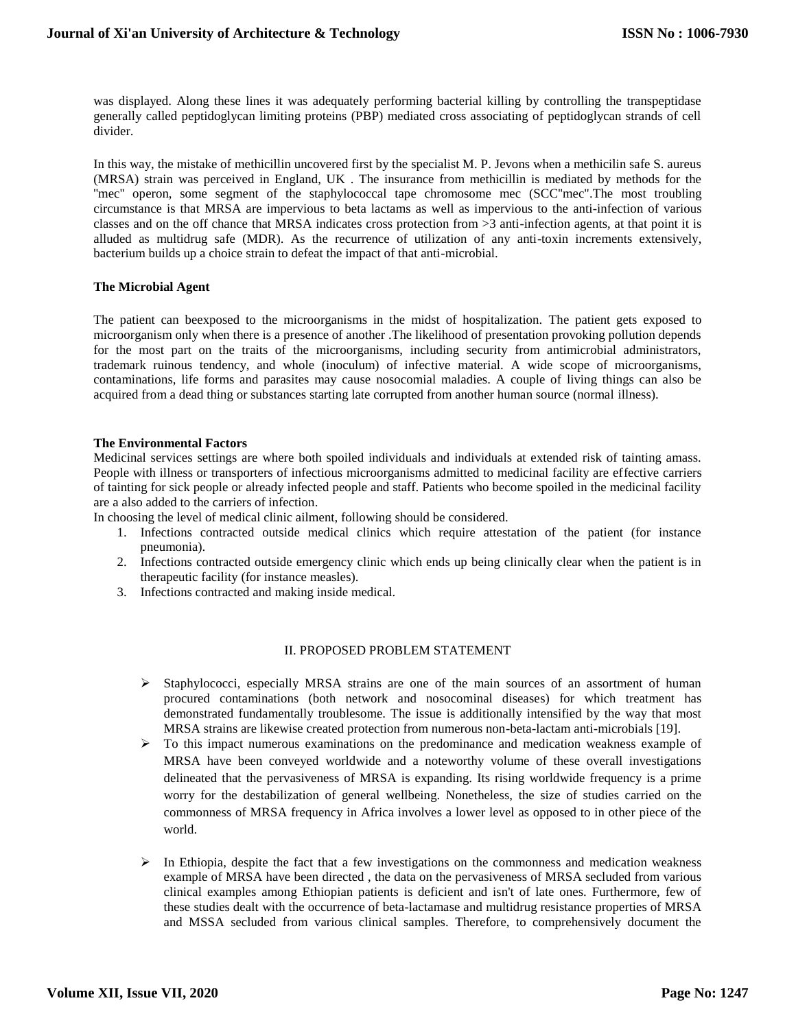was displayed. Along these lines it was adequately performing bacterial killing by controlling the transpeptidase generally called peptidoglycan limiting proteins (PBP) mediated cross associating of peptidoglycan strands of cell divider.

In this way, the mistake of methicillin uncovered first by the specialist M. P. Jevons when a methicilin safe S. aureus (MRSA) strain was perceived in England, UK . The insurance from methicillin is mediated by methods for the "mec" operon, some segment of the staphylococcal tape chromosome mec (SCC"mec".The most troubling circumstance is that MRSA are impervious to beta lactams as well as impervious to the anti-infection of various classes and on the off chance that MRSA indicates cross protection from >3 anti-infection agents, at that point it is alluded as multidrug safe (MDR). As the recurrence of utilization of any anti-toxin increments extensively, bacterium builds up a choice strain to defeat the impact of that anti-microbial.

**The Microbial Agent**

The patient can beexposed to the microorganisms in the midst of hospitalization. The patient gets exposed to microorganism only when there is a presence of another .The likelihood of presentation provoking pollution depends for the most part on the traits of the microorganisms, including security from antimicrobial administrators, trademark ruinous tendency, and whole (inoculum) of infective material. A wide scope of microorganisms, contaminations, life forms and parasites may cause nosocomial maladies. A couple of living things can also be acquired from a dead thing or substances starting late corrupted from another human source (normal illness).

**The Environmental Factors**

Medicinal services settings are where both spoiled individuals and individuals at extended risk of tainting amass. People with illness or transporters of infectious microorganisms admitted to medicinal facility are effective carriers of tainting for sick people or already infected people and staff. Patients who become spoiled in the medicinal facility are a also added to the carriers of infection.

In choosing the level of medical clinic ailment, following should be considered.

1. Infections contracted outside medical clinics which require attestation of the patient (for instance pneumonia).
2. Infections contracted outside emergency clinic which ends up being clinically clear when the patient is in therapeutic facility (for instance measles).
3. Infections contracted and making inside medical.

## II. PROPOSED PROBLEM STATEMENT

- Staphylococci, especially MRSA strains are one of the main sources of an assortment of human procured contaminations (both network and nosocominal diseases) for which treatment has demonstrated fundamentally troublesome. The issue is additionally intensified by the way that most MRSA strains are likewise created protection from numerous non-beta-lactam anti-microbials [19].
- To this impact numerous examinations on the predominance and medication weakness example of MRSA have been conveyed worldwide and a noteworthy volume of these overall investigations delineated that the pervasiveness of MRSA is expanding. Its rising worldwide frequency is a prime worry for the destabilization of general wellbeing. Nonetheless, the size of studies carried on the commonness of MRSA frequency in Africa involves a lower level as opposed to in other piece of the world.
- In Ethiopia, despite the fact that a few investigations on the commonness and medication weakness example of MRSA have been directed , the data on the pervasiveness of MRSA secluded from various clinical examples among Ethiopian patients is deficient and isn't of late ones. Furthermore, few of these studies dealt with the occurrence of beta-lactamase and multidrug resistance properties of MRSA and MSSA secluded from various clinical samples. Therefore, to comprehensively document the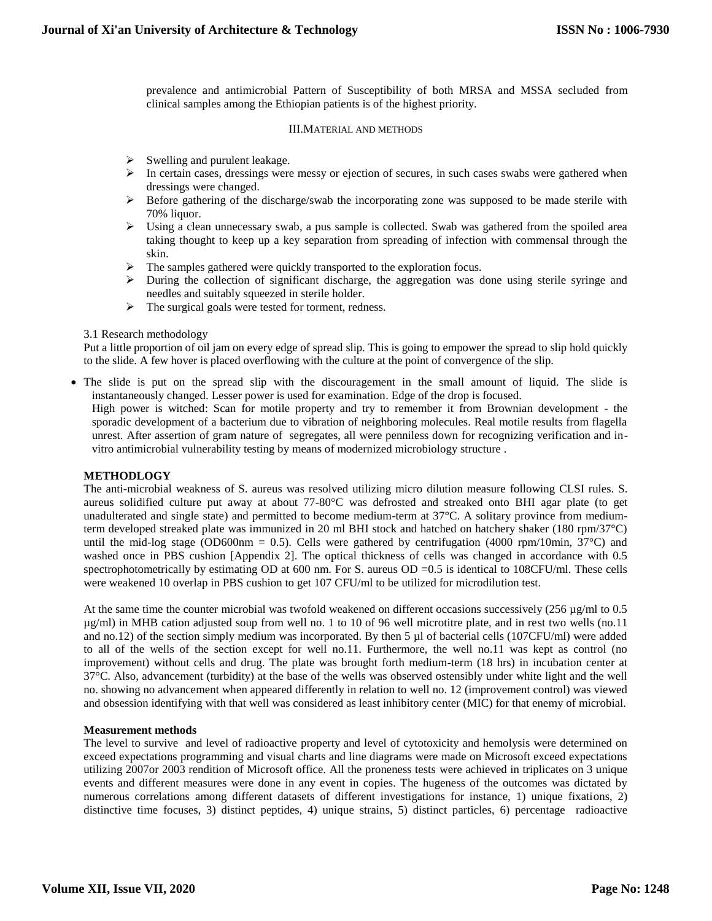prevalence and antimicrobial Pattern of Susceptibility of both MRSA and MSSA secluded from clinical samples among the Ethiopian patients is of the highest priority.

## III. MATERIAL AND METHODS

- Swelling and purulent leakage.
- In certain cases, dressings were messy or ejection of secures, in such cases swabs were gathered when dressings were changed.
- Before gathering of the discharge/swab the incorporating zone was supposed to be made sterile with 70% liquor.
- Using a clean unnecessary swab, a pus sample is collected. Swab was gathered from the spoiled area taking thought to keep up a key separation from spreading of infection with commensal through the skin.
- The samples gathered were quickly transported to the exploration focus.
- During the collection of significant discharge, the aggregation was done using sterile syringe and needles and suitably squeezed in sterile holder.
- The surgical goals were tested for torment, redness.

### 3.1 Research methodology

Put a little proportion of oil jam on every edge of spread slip. This is going to empower the spread to slip hold quickly to the slide. A few hover is placed overflowing with the culture at the point of convergence of the slip.

- The slide is put on the spread slip with the discouragement in the small amount of liquid. The slide is instantaneously changed. Lesser power is used for examination. Edge of the drop is focused.
  High power is witched: Scan for motile property and try to remember it from Brownian development - the sporadic development of a bacterium due to vibration of neighboring molecules. Real motile results from flagella unrest. After assertion of gram nature of segregates, all were penniless down for recognizing verification and in-vitro antimicrobial vulnerability testing by means of modernized microbiology structure .

**METHODLOGY**

The anti-microbial weakness of S. aureus was resolved utilizing micro dilution measure following CLSI rules. S. aureus solidified culture put away at about 77-80°C was defrosted and streaked onto BHI agar plate (to get unadulterated and single state) and permitted to become medium-term at 37°C. A solitary province from medium-term developed streaked plate was immunized in 20 ml BHI stock and hatched on hatchery shaker (180 rpm/37°C) until the mid-log stage (OD600nm = 0.5). Cells were gathered by centrifugation (4000 rpm/10min, 37°C) and washed once in PBS cushion [Appendix 2]. The optical thickness of cells was changed in accordance with 0.5 spectrophotometrically by estimating OD at 600 nm. For S. aureus OD =0.5 is identical to 108CFU/ml. These cells were weakened 10 overlap in PBS cushion to get 107 CFU/ml to be utilized for microdilution test.

At the same time the counter microbial was twofold weakened on different occasions successively (256 µg/ml to 0.5 µg/ml) in MHB cation adjusted soup from well no. 1 to 10 of 96 well microtitre plate, and in rest two wells (no.11 and no.12) of the section simply medium was incorporated. By then 5 µl of bacterial cells (107CFU/ml) were added to all of the wells of the section except for well no.11. Furthermore, the well no.11 was kept as control (no improvement) without cells and drug. The plate was brought forth medium-term (18 hrs) in incubation center at 37°C. Also, advancement (turbidity) at the base of the wells was observed ostensibly under white light and the well no. showing no advancement when appeared differently in relation to well no. 12 (improvement control) was viewed and obsession identifying with that well was considered as least inhibitory center (MIC) for that enemy of microbial.

**Measurement methods**

The level to survive and level of radioactive property and level of cytotoxicity and hemolysis were determined on exceed expectations programming and visual charts and line diagrams were made on Microsoft exceed expectations utilizing 2007or 2003 rendition of Microsoft office. All the proneness tests were achieved in triplicates on 3 unique events and different measures were done in any event in copies. The hugeness of the outcomes was dictated by numerous correlations among different datasets of different investigations for instance, 1) unique fixations, 2) distinctive time focuses, 3) distinct peptides, 4) unique strains, 5) distinct particles, 6) percentage radioactive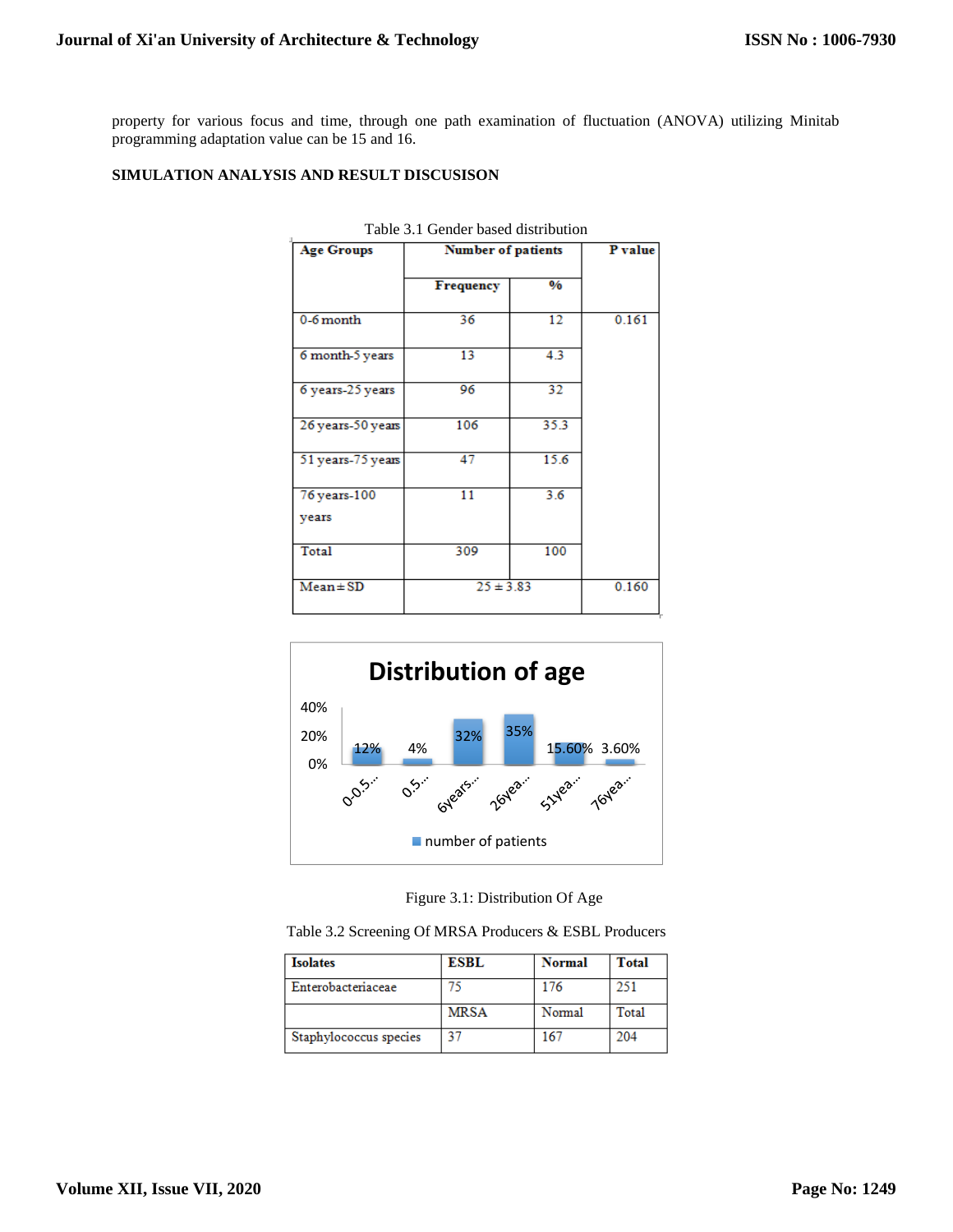property for various focus and time, through one path examination of fluctuation (ANOVA) utilizing Minitab programming adaptation value can be 15 and 16.

**SIMULATION ANALYSIS AND RESULT DISCUSISON**

Table 3.1 Gender based distribution

| Age Groups | Number of patients | | P value |
|---|---|---|---|
| | Frequency | % | |
| 0-6 month | 36 | 12 | 0.161 |
| 6 month-5 years | 13 | 4.3 | |
| 6 years-25 years | 96 | 32 | |
| 26 years-50 years | 106 | 35.3 | |
| 51 years-75 years | 47 | 15.6 | |
| 76 years-100 years | 11 | 3.6 | |
| Total | 309 | 100 | |
| Mean±SD | 25 ± 3.83 | | 0.160 |

Figure 3.1: Distribution Of Age

Table 3.2 Screening Of MRSA Producers & ESBL Producers

| Isolates | ESBL | Normal | Total |
|---|---|---|---|
| Enterobacteriaceae | 75 | 176 | 251 |
| | MRSA | Normal | Total |
| Staphylococcus species | 37 | 167 | 204 |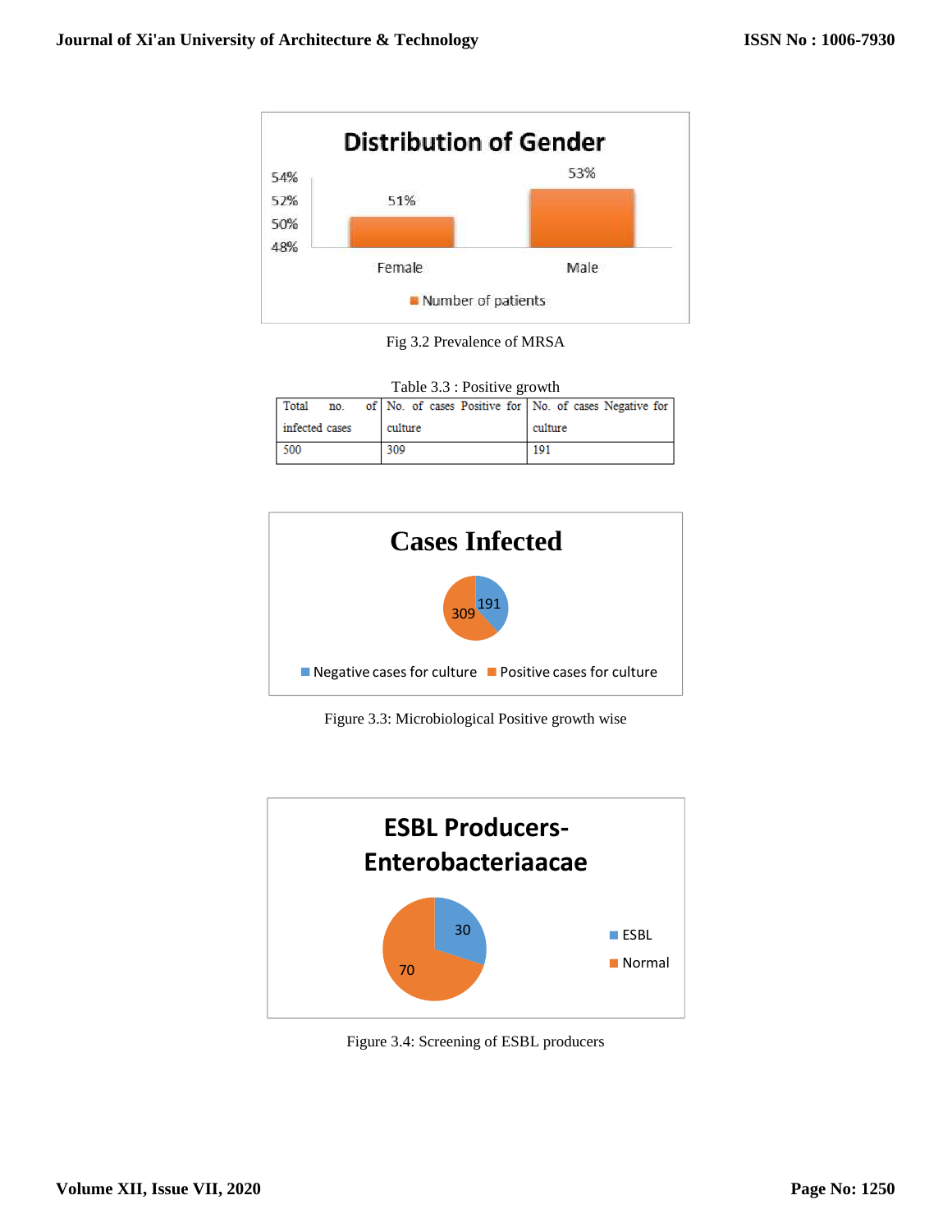Fig 3.2 Prevalence of MRSA

Table 3.3 : Positive growth

| Total no. of infected cases | No. of cases Positive for culture | No. of cases Negative for culture |
|---|---|---|
| 500 | 309 | 191 |

Figure 3.3: Microbiological Positive growth wise

Figure 3.4: Screening of ESBL producers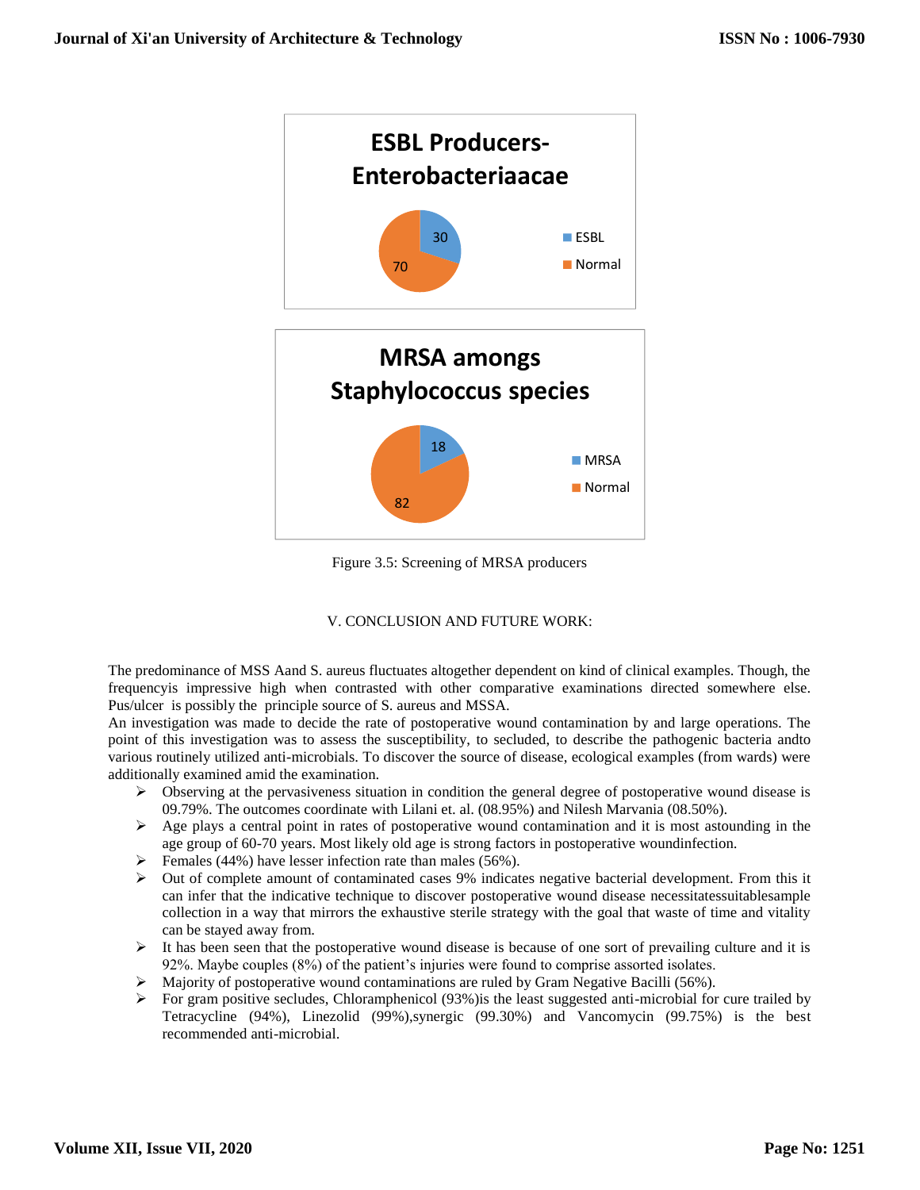**ESBL Producers-Enterobacteriaacae**

| | |
|---|---|
| ESBL | 30 |
| Normal | 70 |

**MRSA amongs Staphylococcus species**

| | |
|---|---|
| MRSA | 18 |
| Normal | 82 |

Figure 3.5: Screening of MRSA producers

## V. CONCLUSION AND FUTURE WORK:

The predominance of MSS Aand S. aureus fluctuates altogether dependent on kind of clinical examples. Though, the frequencyis impressive high when contrasted with other comparative examinations directed somewhere else. Pus/ulcer is possibly the principle source of S. aureus and MSSA.

An investigation was made to decide the rate of postoperative wound contamination by and large operations. The point of this investigation was to assess the susceptibility, to secluded, to describe the pathogenic bacteria andto various routinely utilized anti-microbials. To discover the source of disease, ecological examples (from wards) were additionally examined amid the examination.

- Observing at the pervasiveness situation in condition the general degree of postoperative wound disease is 09.79%. The outcomes coordinate with Lilani et. al. (08.95%) and Nilesh Marvania (08.50%).
- Age plays a central point in rates of postoperative wound contamination and it is most astounding in the age group of 60-70 years. Most likely old age is strong factors in postoperative woundinfection.
- Females (44%) have lesser infection rate than males (56%).
- Out of complete amount of contaminated cases 9% indicates negative bacterial development. From this it can infer that the indicative technique to discover postoperative wound disease necessitatessuitablesample collection in a way that mirrors the exhaustive sterile strategy with the goal that waste of time and vitality can be stayed away from.
- It has been seen that the postoperative wound disease is because of one sort of prevailing culture and it is 92%. Maybe couples (8%) of the patient's injuries were found to comprise assorted isolates.
- Majority of postoperative wound contaminations are ruled by Gram Negative Bacilli (56%).
- For gram positive secludes, Chloramphenicol (93%)is the least suggested anti-microbial for cure trailed by Tetracycline (94%), Linezolid (99%),synergic (99.30%) and Vancomycin (99.75%) is the best recommended anti-microbial.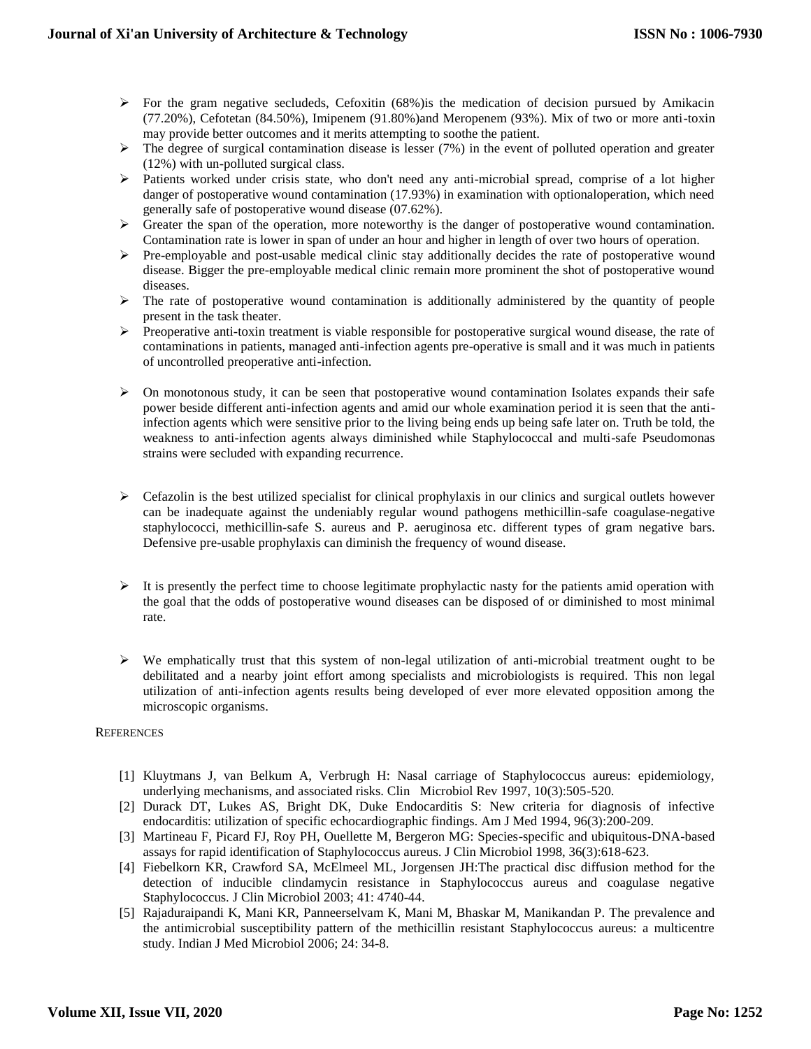- For the gram negative secludeds, Cefoxitin (68%)is the medication of decision pursued by Amikacin (77.20%), Cefotetan (84.50%), Imipenem (91.80%)and Meropenem (93%). Mix of two or more anti-toxin may provide better outcomes and it merits attempting to soothe the patient.
- The degree of surgical contamination disease is lesser (7%) in the event of polluted operation and greater (12%) with un-polluted surgical class.
- Patients worked under crisis state, who don't need any anti-microbial spread, comprise of a lot higher danger of postoperative wound contamination (17.93%) in examination with optionaloperation, which need generally safe of postoperative wound disease (07.62%).
- Greater the span of the operation, more noteworthy is the danger of postoperative wound contamination. Contamination rate is lower in span of under an hour and higher in length of over two hours of operation.
- Pre-employable and post-usable medical clinic stay additionally decides the rate of postoperative wound disease. Bigger the pre-employable medical clinic remain more prominent the shot of postoperative wound diseases.
- The rate of postoperative wound contamination is additionally administered by the quantity of people present in the task theater.
- Preoperative anti-toxin treatment is viable responsible for postoperative surgical wound disease, the rate of contaminations in patients, managed anti-infection agents pre-operative is small and it was much in patients of uncontrolled preoperative anti-infection.
- On monotonous study, it can be seen that postoperative wound contamination Isolates expands their safe power beside different anti-infection agents and amid our whole examination period it is seen that the anti-infection agents which were sensitive prior to the living being ends up being safe later on. Truth be told, the weakness to anti-infection agents always diminished while Staphylococcal and multi-safe Pseudomonas strains were secluded with expanding recurrence.
- Cefazolin is the best utilized specialist for clinical prophylaxis in our clinics and surgical outlets however can be inadequate against the undeniably regular wound pathogens methicillin-safe coagulase-negative staphylococci, methicillin-safe S. aureus and P. aeruginosa etc. different types of gram negative bars. Defensive pre-usable prophylaxis can diminish the frequency of wound disease.
- It is presently the perfect time to choose legitimate prophylactic nasty for the patients amid operation with the goal that the odds of postoperative wound diseases can be disposed of or diminished to most minimal rate.
- We emphatically trust that this system of non-legal utilization of anti-microbial treatment ought to be debilitated and a nearby joint effort among specialists and microbiologists is required. This non legal utilization of anti-infection agents results being developed of ever more elevated opposition among the microscopic organisms.

## References

[1] Kluytmans J, van Belkum A, Verbrugh H: Nasal carriage of Staphylococcus aureus: epidemiology, underlying mechanisms, and associated risks. Clin Microbiol Rev 1997, 10(3):505-520.

[2] Durack DT, Lukes AS, Bright DK, Duke Endocarditis S: New criteria for diagnosis of infective endocarditis: utilization of specific echocardiographic findings. Am J Med 1994, 96(3):200-209.

[3] Martineau F, Picard FJ, Roy PH, Ouellette M, Bergeron MG: Species-specific and ubiquitous-DNA-based assays for rapid identification of Staphylococcus aureus. J Clin Microbiol 1998, 36(3):618-623.

[4] Fiebelkorn KR, Crawford SA, McElmeel ML, Jorgensen JH:The practical disc diffusion method for the detection of inducible clindamycin resistance in Staphylococcus aureus and coagulase negative Staphylococcus. J Clin Microbiol 2003; 41: 4740-44.

[5] Rajaduraipandi K, Mani KR, Panneerselvam K, Mani M, Bhaskar M, Manikandan P. The prevalence and the antimicrobial susceptibility pattern of the methicillin resistant Staphylococcus aureus: a multicentre study. Indian J Med Microbiol 2006; 24: 34-8.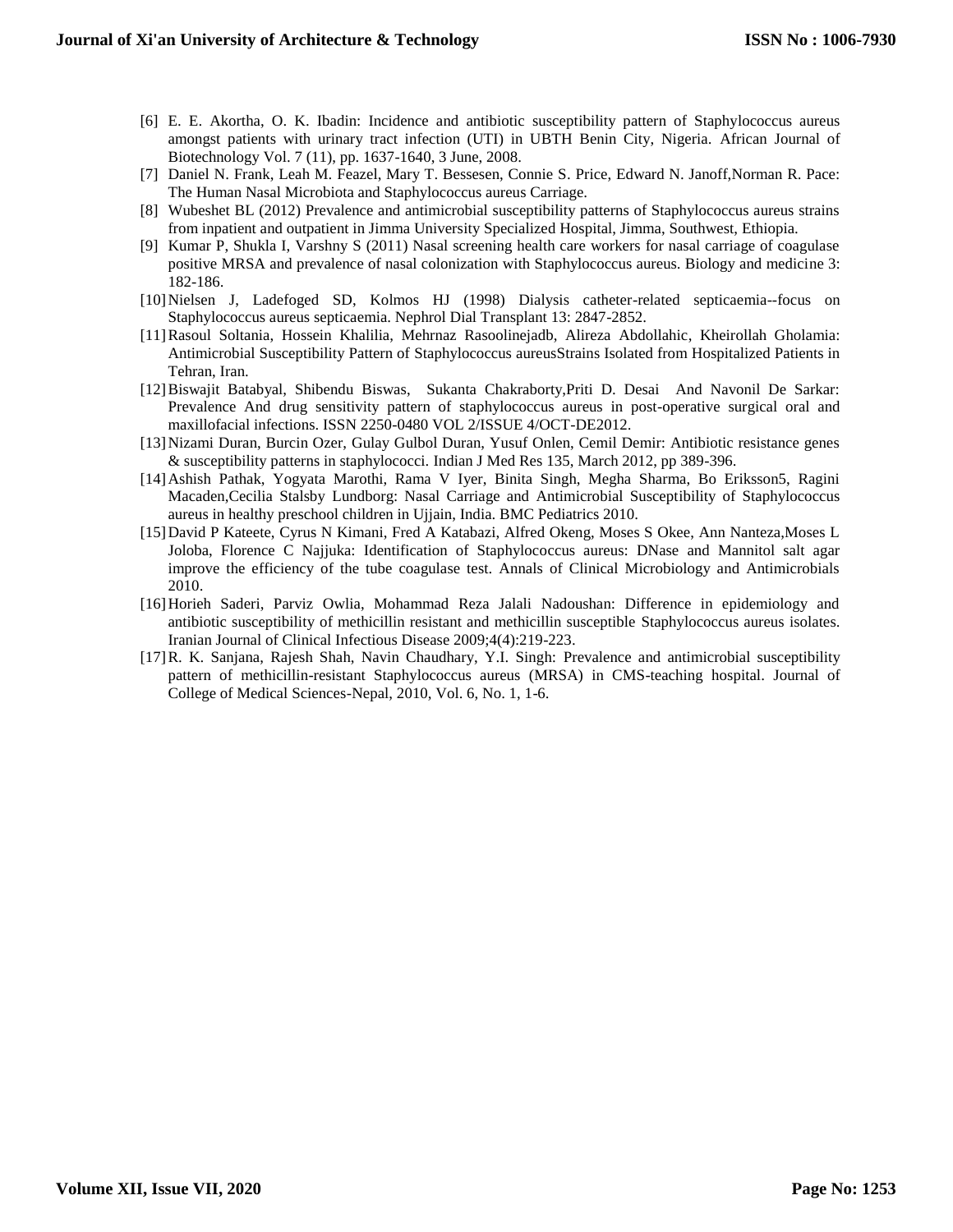[6] E. E. Akortha, O. K. Ibadin: Incidence and antibiotic susceptibility pattern of Staphylococcus aureus amongst patients with urinary tract infection (UTI) in UBTH Benin City, Nigeria. African Journal of Biotechnology Vol. 7 (11), pp. 1637-1640, 3 June, 2008.

[7] Daniel N. Frank, Leah M. Feazel, Mary T. Bessesen, Connie S. Price, Edward N. Janoff,Norman R. Pace: The Human Nasal Microbiota and Staphylococcus aureus Carriage.

[8] Wubeshet BL (2012) Prevalence and antimicrobial susceptibility patterns of Staphylococcus aureus strains from inpatient and outpatient in Jimma University Specialized Hospital, Jimma, Southwest, Ethiopia.

[9] Kumar P, Shukla I, Varshny S (2011) Nasal screening health care workers for nasal carriage of coagulase positive MRSA and prevalence of nasal colonization with Staphylococcus aureus. Biology and medicine 3: 182-186.

[10] Nielsen J, Ladefoged SD, Kolmos HJ (1998) Dialysis catheter-related septicaemia--focus on Staphylococcus aureus septicaemia. Nephrol Dial Transplant 13: 2847-2852.

[11] Rasoul Soltania, Hossein Khalilia, Mehrnaz Rasoolinejadb, Alireza Abdollahic, Kheirollah Gholamia: Antimicrobial Susceptibility Pattern of Staphylococcus aureusStrains Isolated from Hospitalized Patients in Tehran, Iran.

[12] Biswajit Batabyal, Shibendu Biswas, Sukanta Chakraborty,Priti D. Desai And Navonil De Sarkar: Prevalence And drug sensitivity pattern of staphylococcus aureus in post-operative surgical oral and maxillofacial infections. ISSN 2250-0480 VOL 2/ISSUE 4/OCT-DE2012.

[13] Nizami Duran, Burcin Ozer, Gulay Gulbol Duran, Yusuf Onlen, Cemil Demir: Antibiotic resistance genes & susceptibility patterns in staphylococci. Indian J Med Res 135, March 2012, pp 389-396.

[14] Ashish Pathak, Yogyata Marothi, Rama V Iyer, Binita Singh, Megha Sharma, Bo Eriksson5, Ragini Macaden,Cecilia Stalsby Lundborg: Nasal Carriage and Antimicrobial Susceptibility of Staphylococcus aureus in healthy preschool children in Ujjain, India. BMC Pediatrics 2010.

[15] David P Kateete, Cyrus N Kimani, Fred A Katabazi, Alfred Okeng, Moses S Okee, Ann Nanteza,Moses L Joloba, Florence C Najjuka: Identification of Staphylococcus aureus: DNase and Mannitol salt agar improve the efficiency of the tube coagulase test. Annals of Clinical Microbiology and Antimicrobials 2010.

[16] Horieh Saderi, Parviz Owlia, Mohammad Reza Jalali Nadoushan: Difference in epidemiology and antibiotic susceptibility of methicillin resistant and methicillin susceptible Staphylococcus aureus isolates. Iranian Journal of Clinical Infectious Disease 2009;4(4):219-223.

[17] R. K. Sanjana, Rajesh Shah, Navin Chaudhary, Y.I. Singh: Prevalence and antimicrobial susceptibility pattern of methicillin-resistant Staphylococcus aureus (MRSA) in CMS-teaching hospital. Journal of College of Medical Sciences-Nepal, 2010, Vol. 6, No. 1, 1-6.